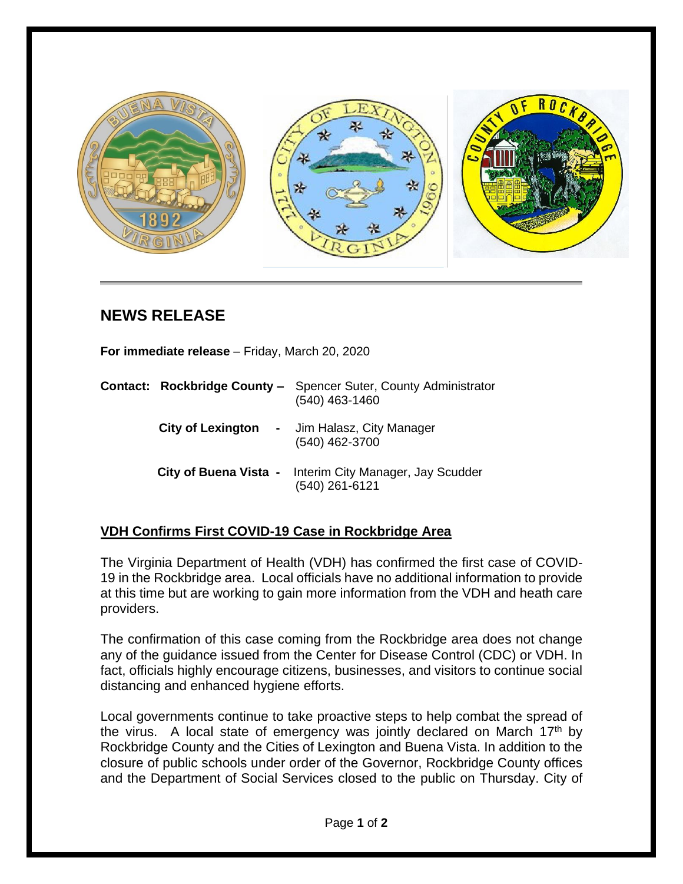## NEWS RELEASE

**For immediate release** – Friday, March 20, 2020

**Contact:** **Rockbridge County –** Spencer Suter, County Administrator
(540) 463-1460

**City of Lexington -** Jim Halasz, City Manager
(540) 462-3700

**City of Buena Vista -** Interim City Manager, Jay Scudder
(540) 261-6121

### VDH Confirms First COVID-19 Case in Rockbridge Area

The Virginia Department of Health (VDH) has confirmed the first case of COVID-19 in the Rockbridge area. Local officials have no additional information to provide at this time but are working to gain more information from the VDH and heath care providers.

The confirmation of this case coming from the Rockbridge area does not change any of the guidance issued from the Center for Disease Control (CDC) or VDH. In fact, officials highly encourage citizens, businesses, and visitors to continue social distancing and enhanced hygiene efforts.

Local governments continue to take proactive steps to help combat the spread of the virus. A local state of emergency was jointly declared on March 17th by Rockbridge County and the Cities of Lexington and Buena Vista. In addition to the closure of public schools under order of the Governor, Rockbridge County offices and the Department of Social Services closed to the public on Thursday. City of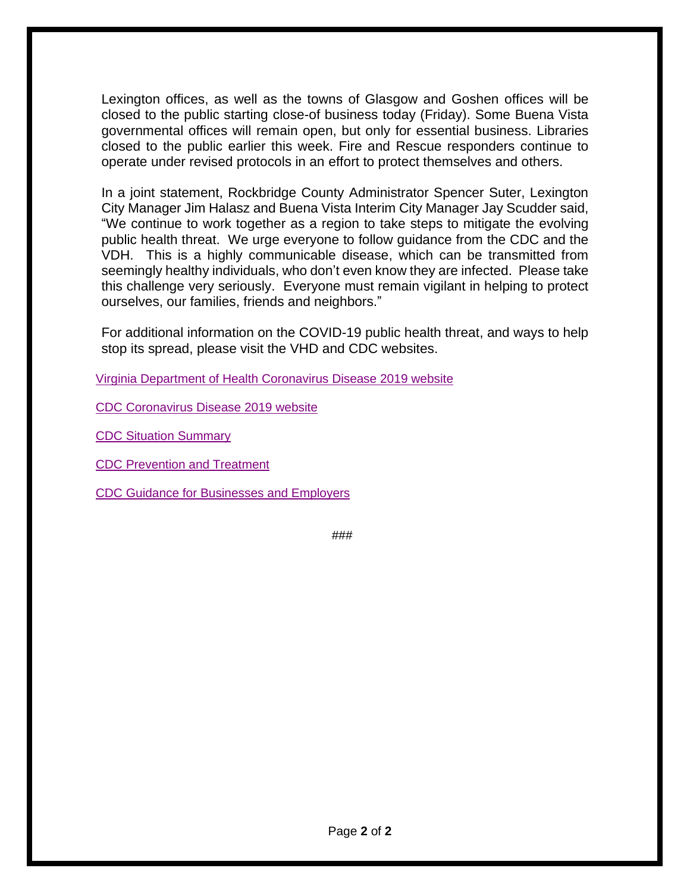Lexington offices, as well as the towns of Glasgow and Goshen offices will be closed to the public starting close-of business today (Friday). Some Buena Vista governmental offices will remain open, but only for essential business. Libraries closed to the public earlier this week. Fire and Rescue responders continue to operate under revised protocols in an effort to protect themselves and others.

In a joint statement, Rockbridge County Administrator Spencer Suter, Lexington City Manager Jim Halasz and Buena Vista Interim City Manager Jay Scudder said, "We continue to work together as a region to take steps to mitigate the evolving public health threat. We urge everyone to follow guidance from the CDC and the VDH. This is a highly communicable disease, which can be transmitted from seemingly healthy individuals, who don't even know they are infected. Please take this challenge very seriously. Everyone must remain vigilant in helping to protect ourselves, our families, friends and neighbors."

For additional information on the COVID-19 public health threat, and ways to help stop its spread, please visit the VHD and CDC websites.

Virginia Department of Health Coronavirus Disease 2019 website

CDC Coronavirus Disease 2019 website

CDC Situation Summary

CDC Prevention and Treatment

CDC Guidance for Businesses and Employers

###